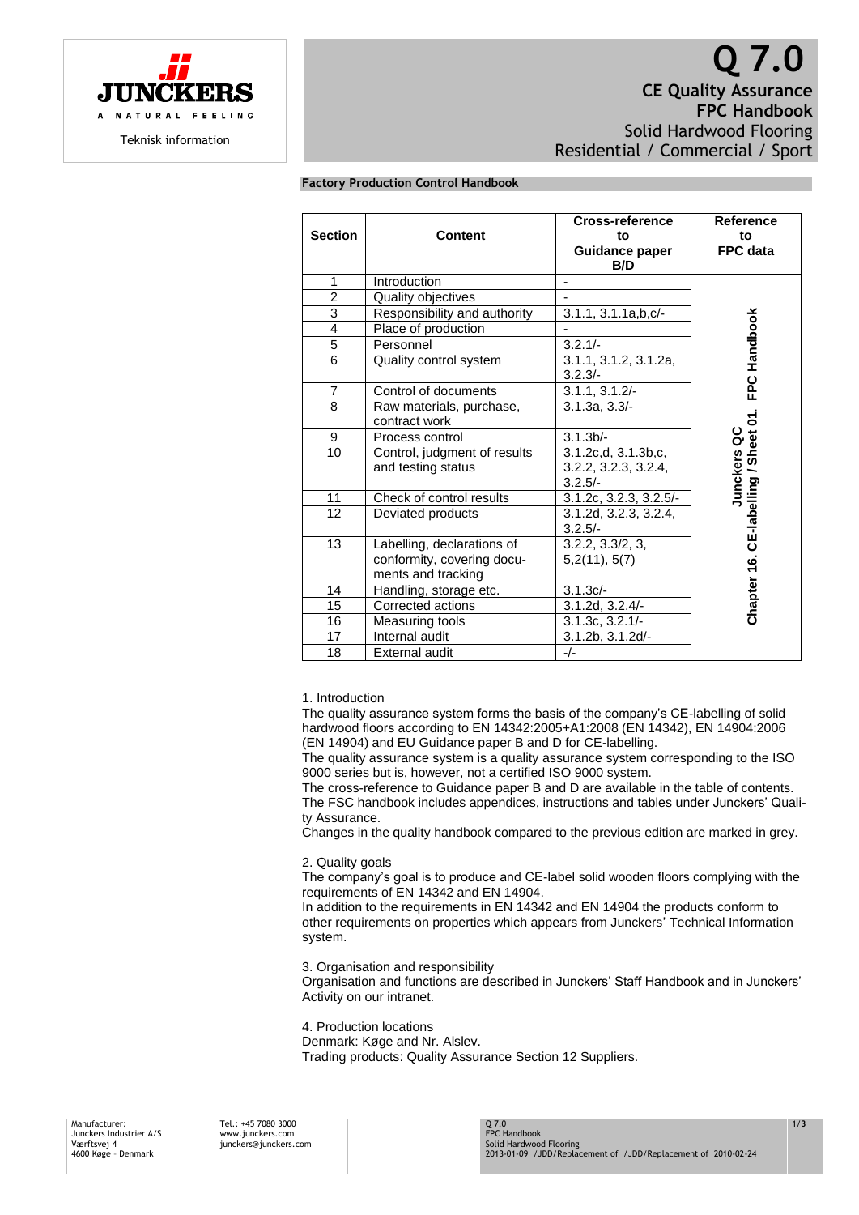# Q 7.0

## CE Quality Assurance
## FPC Handbook

Solid Hardwood Flooring
Residential / Commercial / Sport

**Factory Production Control Handbook**

| Section | Content | Cross-reference to Guidance paper B/D | Reference to FPC data |
|---|---|---|---|
| 1 | Introduction | - | Junckers QC Chapter 16. CE-labelling / Sheet 01. FPC Handbook |
| 2 | Quality objectives | - | |
| 3 | Responsibility and authority | 3.1.1, 3.1.1a,b,c/- | |
| 4 | Place of production | - | |
| 5 | Personnel | 3.2.1/- | |
| 6 | Quality control system | 3.1.1, 3.1.2, 3.1.2a, 3.2.3/- | |
| 7 | Control of documents | 3.1.1, 3.1.2/- | |
| 8 | Raw materials, purchase, contract work | 3.1.3a, 3.3/- | |
| 9 | Process control | 3.1.3b/- | |
| 10 | Control, judgment of results and testing status | 3.1.2c,d, 3.1.3b,c, 3.2.2, 3.2.3, 3.2.4, 3.2.5/- | |
| 11 | Check of control results | 3.1.2c, 3.2.3, 3.2.5/- | |
| 12 | Deviated products | 3.1.2d, 3.2.3, 3.2.4, 3.2.5/- | |
| 13 | Labelling, declarations of conformity, covering documents and tracking | 3.2.2, 3.3/2, 3, 5,2(11), 5(7) | |
| 14 | Handling, storage etc. | 3.1.3c/- | |
| 15 | Corrected actions | 3.1.2d, 3.2.4/- | |
| 16 | Measuring tools | 3.1.3c, 3.2.1/- | |
| 17 | Internal audit | 3.1.2b, 3.1.2d/- | |
| 18 | External audit | -/- | |

1. Introduction
The quality assurance system forms the basis of the company's CE-labelling of solid hardwood floors according to EN 14342:2005+A1:2008 (EN 14342), EN 14904:2006 (EN 14904) and EU Guidance paper B and D for CE-labelling.
The quality assurance system is a quality assurance system corresponding to the ISO 9000 series but is, however, not a certified ISO 9000 system.
The cross-reference to Guidance paper B and D are available in the table of contents.
The FSC handbook includes appendices, instructions and tables under Junckers' Quality Assurance.
Changes in the quality handbook compared to the previous edition are marked in grey.

2. Quality goals
The company's goal is to produce and CE-label solid wooden floors complying with the requirements of EN 14342 and EN 14904.
In addition to the requirements in EN 14342 and EN 14904 the products conform to other requirements on properties which appears from Junckers' Technical Information system.

3. Organisation and responsibility
Organisation and functions are described in Junckers' Staff Handbook and in Junckers' Activity on our intranet.

4. Production locations
Denmark: Køge and Nr. Alslev.
Trading products: Quality Assurance Section 12 Suppliers.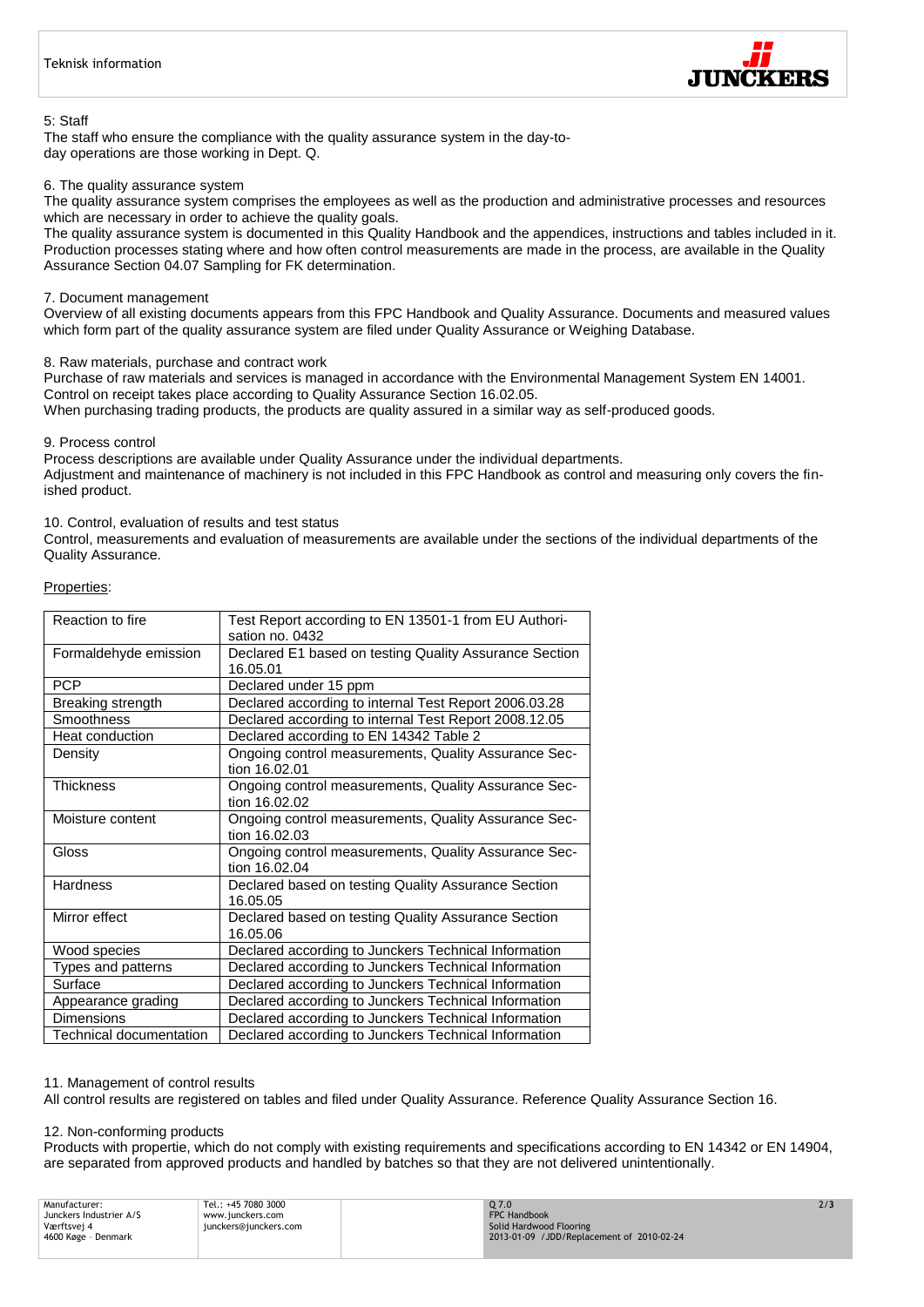5: Staff

The staff who ensure the compliance with the quality assurance system in the day-to-day operations are those working in Dept. Q.

6. The quality assurance system

The quality assurance system comprises the employees as well as the production and administrative processes and resources which are necessary in order to achieve the quality goals.
The quality assurance system is documented in this Quality Handbook and the appendices, instructions and tables included in it. Production processes stating where and how often control measurements are made in the process, are available in the Quality Assurance Section 04.07 Sampling for FK determination.

7. Document management

Overview of all existing documents appears from this FPC Handbook and Quality Assurance. Documents and measured values which form part of the quality assurance system are filed under Quality Assurance or Weighing Database.

8. Raw materials, purchase and contract work

Purchase of raw materials and services is managed in accordance with the Environmental Management System EN 14001. Control on receipt takes place according to Quality Assurance Section 16.02.05.
When purchasing trading products, the products are quality assured in a similar way as self-produced goods.

9. Process control

Process descriptions are available under Quality Assurance under the individual departments.
Adjustment and maintenance of machinery is not included in this FPC Handbook as control and measuring only covers the finished product.

10. Control, evaluation of results and test status

Control, measurements and evaluation of measurements are available under the sections of the individual departments of the Quality Assurance.

Properties:

| Reaction to fire | Test Report according to EN 13501-1 from EU Authorisation no. 0432 |
|---|---|
| Formaldehyde emission | Declared E1 based on testing Quality Assurance Section 16.05.01 |
| PCP | Declared under 15 ppm |
| Breaking strength | Declared according to internal Test Report 2006.03.28 |
| Smoothness | Declared according to internal Test Report 2008.12.05 |
| Heat conduction | Declared according to EN 14342 Table 2 |
| Density | Ongoing control measurements, Quality Assurance Section 16.02.01 |
| Thickness | Ongoing control measurements, Quality Assurance Section 16.02.02 |
| Moisture content | Ongoing control measurements, Quality Assurance Section 16.02.03 |
| Gloss | Ongoing control measurements, Quality Assurance Section 16.02.04 |
| Hardness | Declared based on testing Quality Assurance Section 16.05.05 |
| Mirror effect | Declared based on testing Quality Assurance Section 16.05.06 |
| Wood species | Declared according to Junckers Technical Information |
| Types and patterns | Declared according to Junckers Technical Information |
| Surface | Declared according to Junckers Technical Information |
| Appearance grading | Declared according to Junckers Technical Information |
| Dimensions | Declared according to Junckers Technical Information |
| Technical documentation | Declared according to Junckers Technical Information |

11. Management of control results

All control results are registered on tables and filed under Quality Assurance. Reference Quality Assurance Section 16.

12. Non-conforming products

Products with propertie, which do not comply with existing requirements and specifications according to EN 14342 or EN 14904, are separated from approved products and handled by batches so that they are not delivered unintentionally.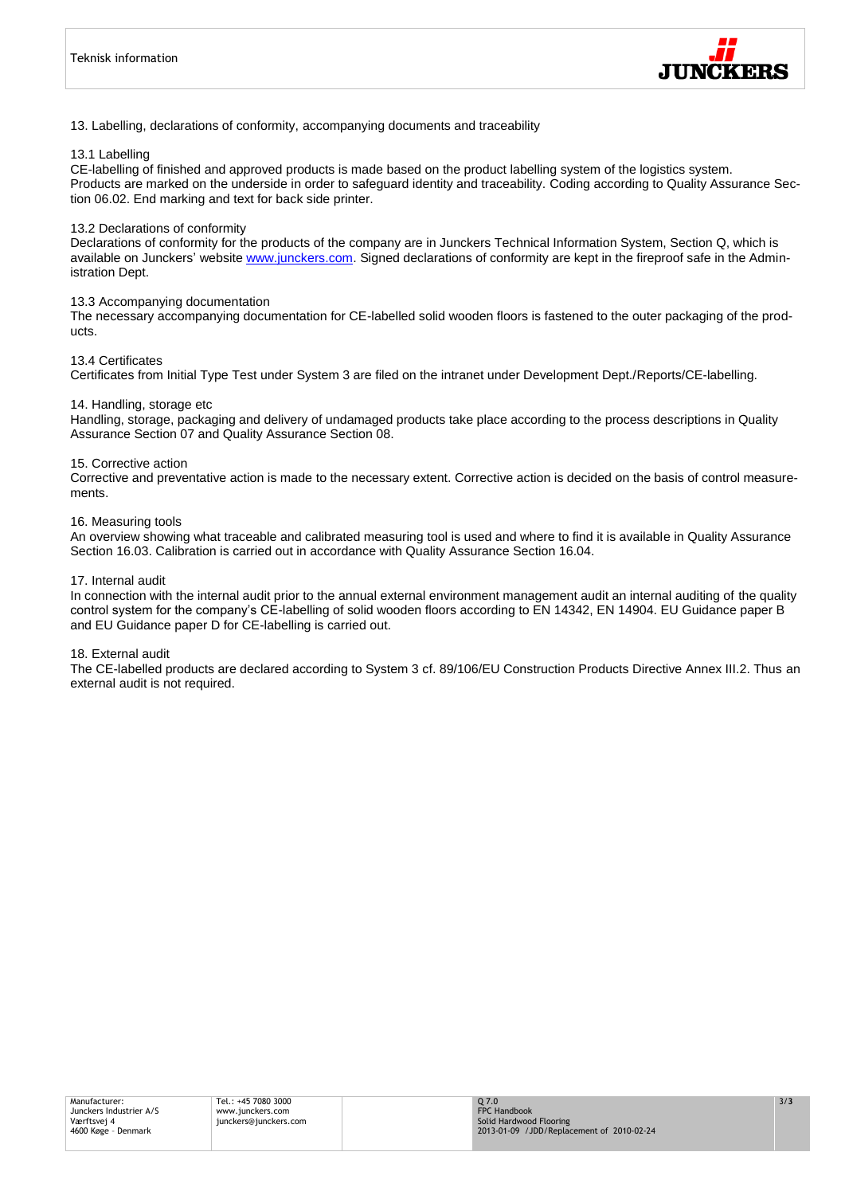## 13. Labelling, declarations of conformity, accompanying documents and traceability

### 13.1 Labelling

CE-labelling of finished and approved products is made based on the product labelling system of the logistics system. Products are marked on the underside in order to safeguard identity and traceability. Coding according to Quality Assurance Section 06.02. End marking and text for back side printer.

### 13.2 Declarations of conformity

Declarations of conformity for the products of the company are in Junckers Technical Information System, Section Q, which is available on Junckers' website www.junckers.com. Signed declarations of conformity are kept in the fireproof safe in the Administration Dept.

### 13.3 Accompanying documentation

The necessary accompanying documentation for CE-labelled solid wooden floors is fastened to the outer packaging of the products.

### 13.4 Certificates

Certificates from Initial Type Test under System 3 are filed on the intranet under Development Dept./Reports/CE-labelling.

## 14. Handling, storage etc

Handling, storage, packaging and delivery of undamaged products take place according to the process descriptions in Quality Assurance Section 07 and Quality Assurance Section 08.

## 15. Corrective action

Corrective and preventative action is made to the necessary extent. Corrective action is decided on the basis of control measurements.

## 16. Measuring tools

An overview showing what traceable and calibrated measuring tool is used and where to find it is available in Quality Assurance Section 16.03. Calibration is carried out in accordance with Quality Assurance Section 16.04.

## 17. Internal audit

In connection with the internal audit prior to the annual external environment management audit an internal auditing of the quality control system for the company's CE-labelling of solid wooden floors according to EN 14342, EN 14904. EU Guidance paper B and EU Guidance paper D for CE-labelling is carried out.

## 18. External audit

The CE-labelled products are declared according to System 3 cf. 89/106/EU Construction Products Directive Annex III.2. Thus an external audit is not required.